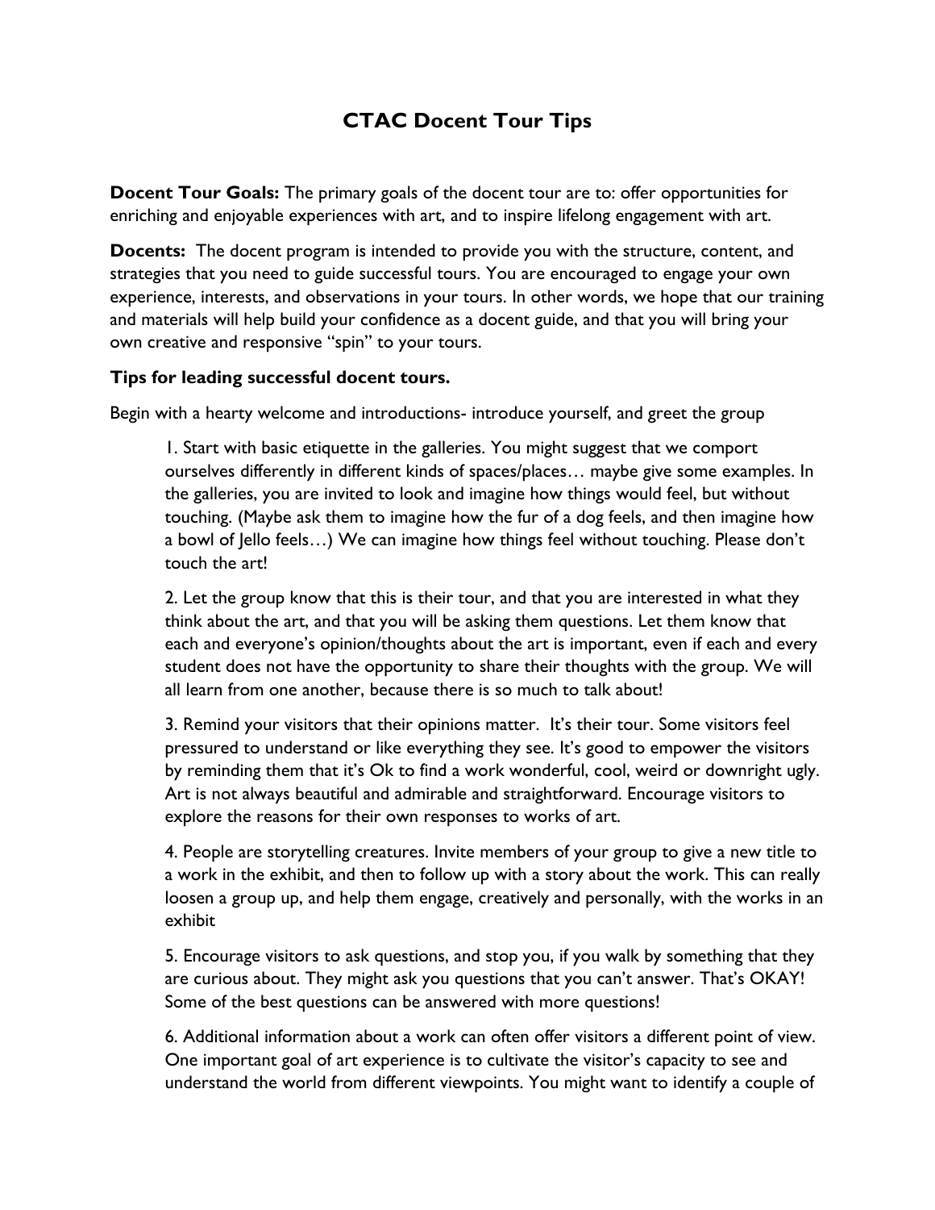# CTAC Docent Tour Tips

**Docent Tour Goals:** The primary goals of the docent tour are to: offer opportunities for enriching and enjoyable experiences with art, and to inspire lifelong engagement with art.

**Docents:** The docent program is intended to provide you with the structure, content, and strategies that you need to guide successful tours. You are encouraged to engage your own experience, interests, and observations in your tours. In other words, we hope that our training and materials will help build your confidence as a docent guide, and that you will bring your own creative and responsive "spin" to your tours.

**Tips for leading successful docent tours.**

Begin with a hearty welcome and introductions- introduce yourself, and greet the group

1. Start with basic etiquette in the galleries. You might suggest that we comport ourselves differently in different kinds of spaces/places… maybe give some examples. In the galleries, you are invited to look and imagine how things would feel, but without touching. (Maybe ask them to imagine how the fur of a dog feels, and then imagine how a bowl of Jello feels…) We can imagine how things feel without touching. Please don't touch the art!

2. Let the group know that this is their tour, and that you are interested in what they think about the art, and that you will be asking them questions. Let them know that each and everyone's opinion/thoughts about the art is important, even if each and every student does not have the opportunity to share their thoughts with the group. We will all learn from one another, because there is so much to talk about!

3. Remind your visitors that their opinions matter. It's their tour. Some visitors feel pressured to understand or like everything they see. It's good to empower the visitors by reminding them that it's Ok to find a work wonderful, cool, weird or downright ugly. Art is not always beautiful and admirable and straightforward. Encourage visitors to explore the reasons for their own responses to works of art.

4. People are storytelling creatures. Invite members of your group to give a new title to a work in the exhibit, and then to follow up with a story about the work. This can really loosen a group up, and help them engage, creatively and personally, with the works in an exhibit

5. Encourage visitors to ask questions, and stop you, if you walk by something that they are curious about. They might ask you questions that you can't answer. That's OKAY! Some of the best questions can be answered with more questions!

6. Additional information about a work can often offer visitors a different point of view. One important goal of art experience is to cultivate the visitor's capacity to see and understand the world from different viewpoints. You might want to identify a couple of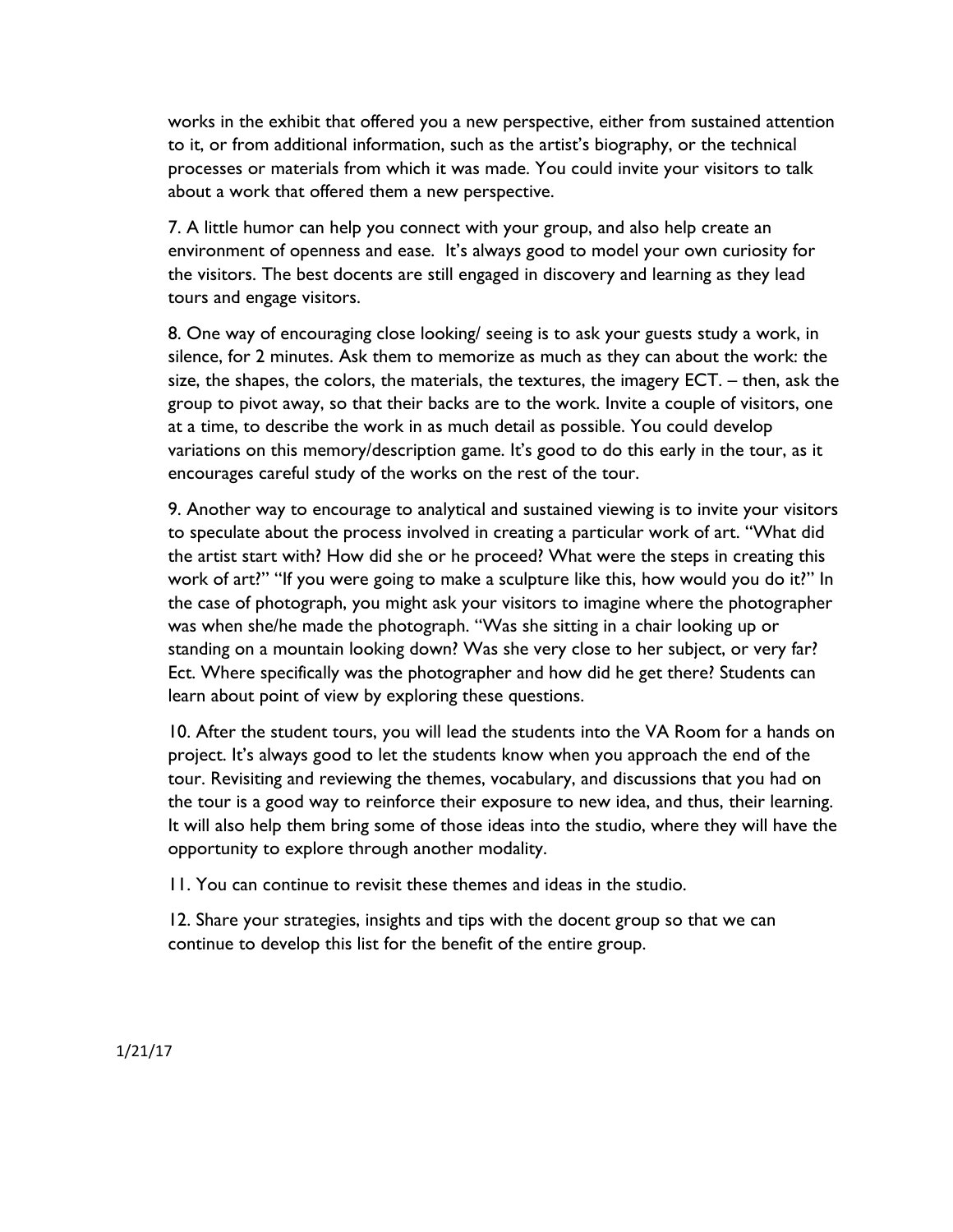works in the exhibit that offered you a new perspective, either from sustained attention to it, or from additional information, such as the artist's biography, or the technical processes or materials from which it was made. You could invite your visitors to talk about a work that offered them a new perspective.

7. A little humor can help you connect with your group, and also help create an environment of openness and ease. It's always good to model your own curiosity for the visitors. The best docents are still engaged in discovery and learning as they lead tours and engage visitors.

8. One way of encouraging close looking/ seeing is to ask your guests study a work, in silence, for 2 minutes. Ask them to memorize as much as they can about the work: the size, the shapes, the colors, the materials, the textures, the imagery ECT. – then, ask the group to pivot away, so that their backs are to the work. Invite a couple of visitors, one at a time, to describe the work in as much detail as possible. You could develop variations on this memory/description game. It's good to do this early in the tour, as it encourages careful study of the works on the rest of the tour.

9. Another way to encourage to analytical and sustained viewing is to invite your visitors to speculate about the process involved in creating a particular work of art. "What did the artist start with? How did she or he proceed? What were the steps in creating this work of art?" "If you were going to make a sculpture like this, how would you do it?" In the case of photograph, you might ask your visitors to imagine where the photographer was when she/he made the photograph. "Was she sitting in a chair looking up or standing on a mountain looking down? Was she very close to her subject, or very far? Ect. Where specifically was the photographer and how did he get there? Students can learn about point of view by exploring these questions.

10. After the student tours, you will lead the students into the VA Room for a hands on project. It's always good to let the students know when you approach the end of the tour. Revisiting and reviewing the themes, vocabulary, and discussions that you had on the tour is a good way to reinforce their exposure to new idea, and thus, their learning. It will also help them bring some of those ideas into the studio, where they will have the opportunity to explore through another modality.

11. You can continue to revisit these themes and ideas in the studio.

12. Share your strategies, insights and tips with the docent group so that we can continue to develop this list for the benefit of the entire group.

1/21/17